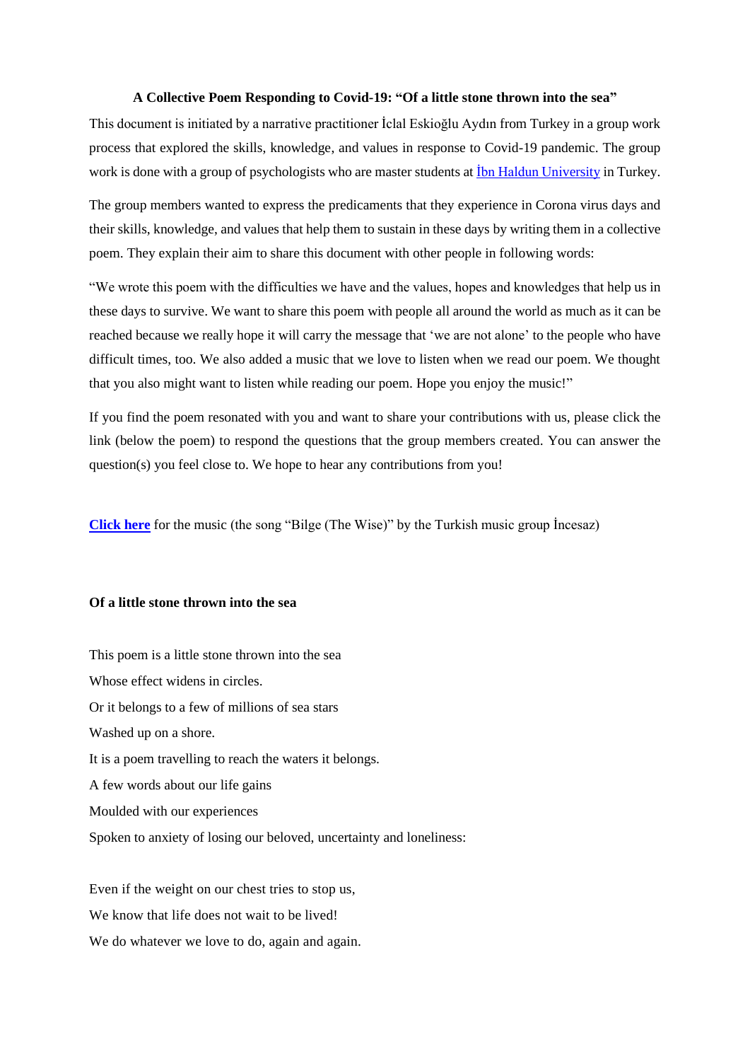# A Collective Poem Responding to Covid-19: "Of a little stone thrown into the sea"

This document is initiated by a narrative practitioner İclal Eskioğlu Aydın from Turkey in a group work process that explored the skills, knowledge, and values in response to Covid-19 pandemic. The group work is done with a group of psychologists who are master students at İbn Haldun University in Turkey.

The group members wanted to express the predicaments that they experience in Corona virus days and their skills, knowledge, and values that help them to sustain in these days by writing them in a collective poem. They explain their aim to share this document with other people in following words:

"We wrote this poem with the difficulties we have and the values, hopes and knowledges that help us in these days to survive. We want to share this poem with people all around the world as much as it can be reached because we really hope it will carry the message that 'we are not alone' to the people who have difficult times, too. We also added a music that we love to listen when we read our poem. We thought that you also might want to listen while reading our poem. Hope you enjoy the music!"

If you find the poem resonated with you and want to share your contributions with us, please click the link (below the poem) to respond the questions that the group members created. You can answer the question(s) you feel close to. We hope to hear any contributions from you!

**Click here** for the music (the song "Bilge (The Wise)" by the Turkish music group İncesaz)

## Of a little stone thrown into the sea

This poem is a little stone thrown into the sea
Whose effect widens in circles.
Or it belongs to a few of millions of sea stars
Washed up on a shore.
It is a poem travelling to reach the waters it belongs.
A few words about our life gains
Moulded with our experiences
Spoken to anxiety of losing our beloved, uncertainty and loneliness:

Even if the weight on our chest tries to stop us,
We know that life does not wait to be lived!
We do whatever we love to do, again and again.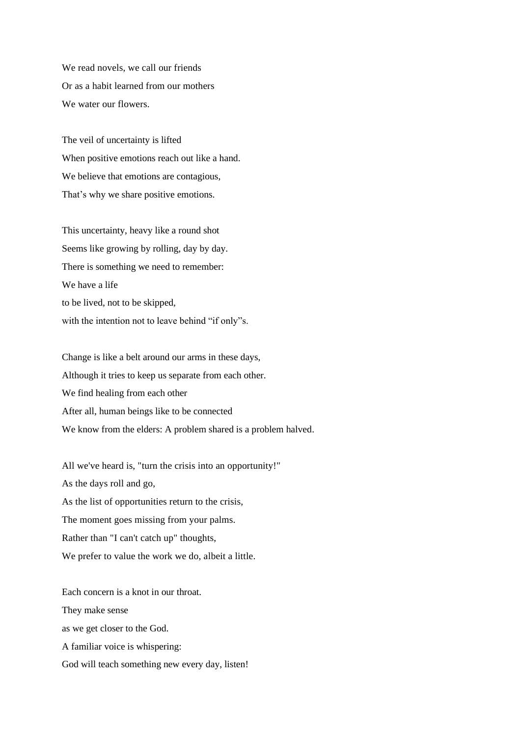We read novels, we call our friends  
Or as a habit learned from our mothers  
We water our flowers.

The veil of uncertainty is lifted  
When positive emotions reach out like a hand.  
We believe that emotions are contagious,  
That's why we share positive emotions.

This uncertainty, heavy like a round shot  
Seems like growing by rolling, day by day.  
There is something we need to remember:  
We have a life  
to be lived, not to be skipped,  
with the intention not to leave behind "if only"s.

Change is like a belt around our arms in these days,  
Although it tries to keep us separate from each other.  
We find healing from each other  
After all, human beings like to be connected  
We know from the elders: A problem shared is a problem halved.

All we've heard is, "turn the crisis into an opportunity!"  
As the days roll and go,  
As the list of opportunities return to the crisis,  
The moment goes missing from your palms.  
Rather than "I can't catch up" thoughts,  
We prefer to value the work we do, albeit a little.

Each concern is a knot in our throat.  
They make sense  
as we get closer to the God.  
A familiar voice is whispering:  
God will teach something new every day, listen!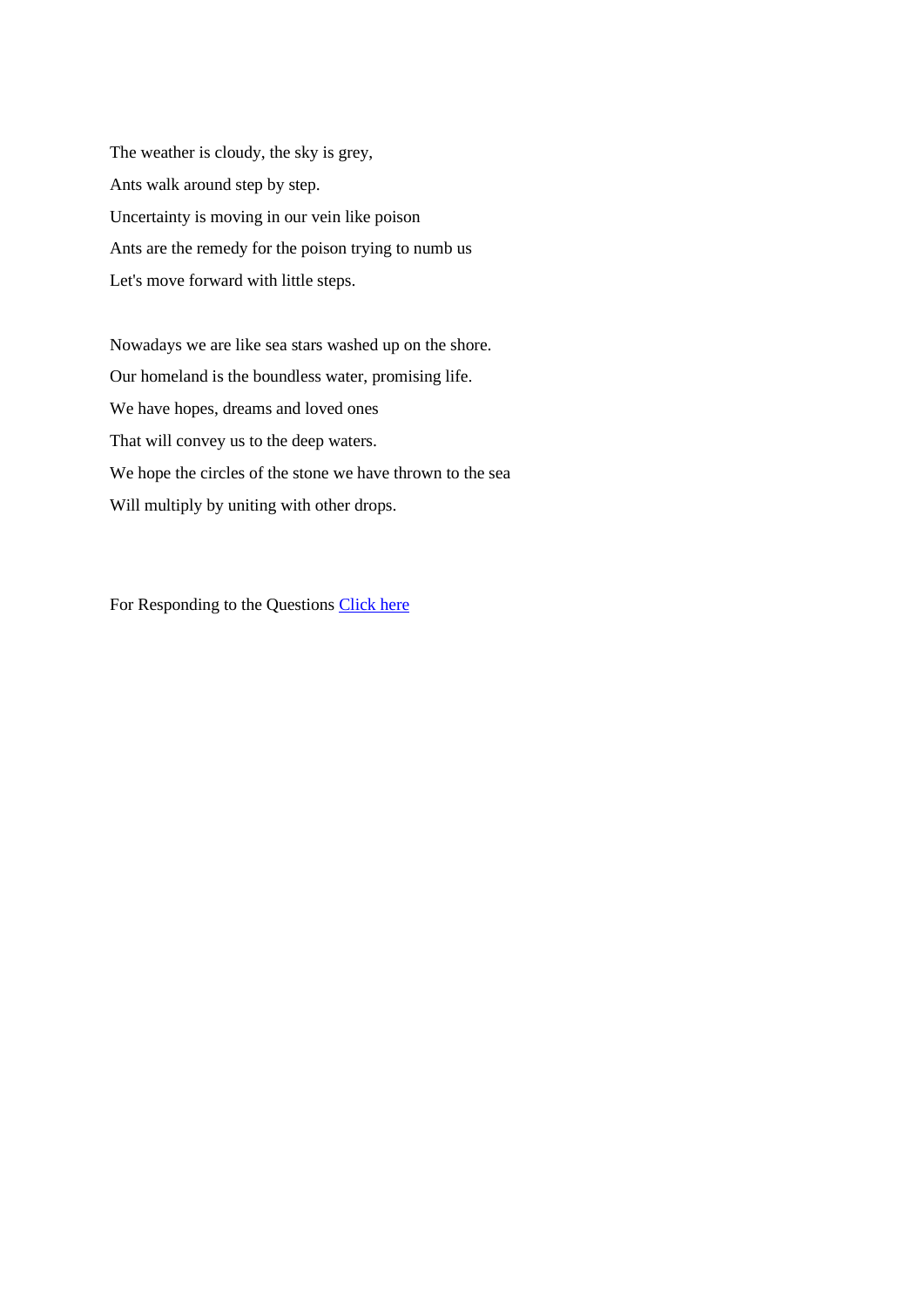The weather is cloudy, the sky is grey,  
Ants walk around step by step.  
Uncertainty is moving in our vein like poison  
Ants are the remedy for the poison trying to numb us  
Let's move forward with little steps.

Nowadays we are like sea stars washed up on the shore.  
Our homeland is the boundless water, promising life.  
We have hopes, dreams and loved ones  
That will convey us to the deep waters.  
We hope the circles of the stone we have thrown to the sea  
Will multiply by uniting with other drops.

For Responding to the Questions [Click here]